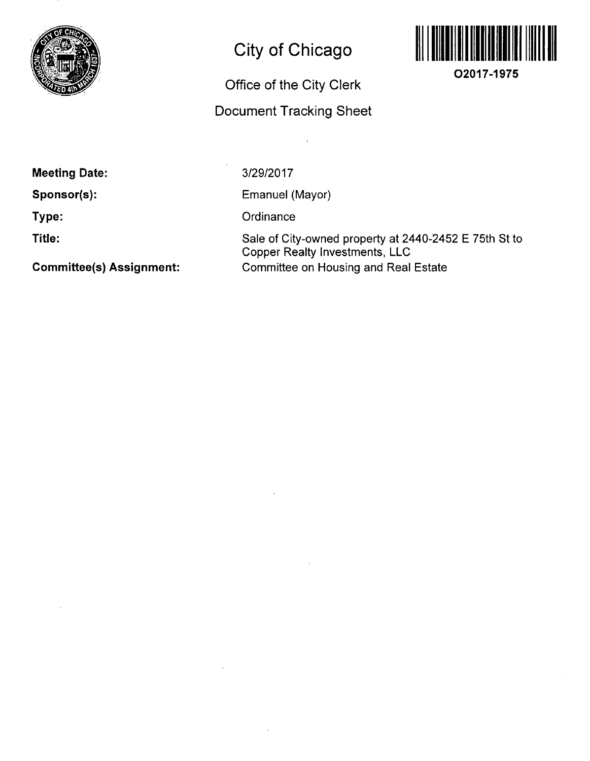# City of Chicago

## Office of the City Clerk

## Document Tracking Sheet

O2017-1975

**Meeting Date:** 3/29/2017

**Sponsor(s):** Emanuel (Mayor)

**Type:** Ordinance

**Title:** Sale of City-owned property at 2440-2452 E 75th St to Copper Realty Investments, LLC

**Committee(s) Assignment:** Committee on Housing and Real Estate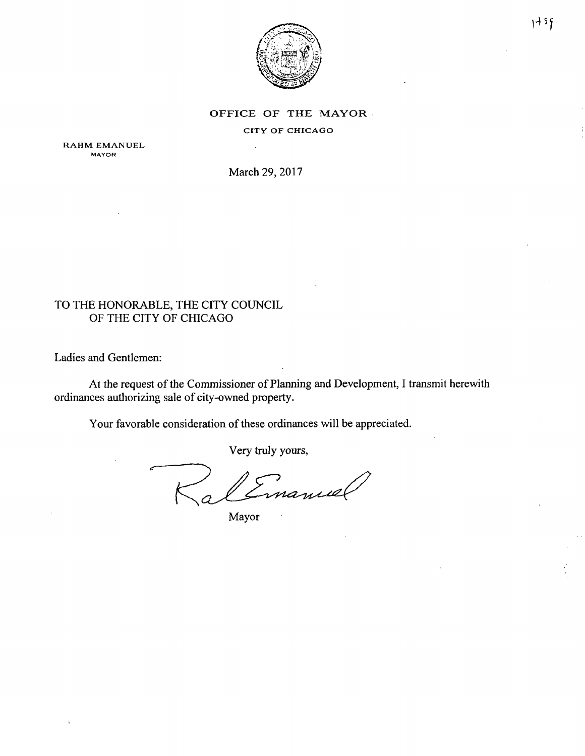# OFFICE OF THE MAYOR

CITY OF CHICAGO

RAHM EMANUEL
MAYOR

March 29, 2017

TO THE HONORABLE, THE CITY COUNCIL
OF THE CITY OF CHICAGO

Ladies and Gentlemen:

At the request of the Commissioner of Planning and Development, I transmit herewith ordinances authorizing sale of city-owned property.

Your favorable consideration of these ordinances will be appreciated.

Very truly yours,

Mayor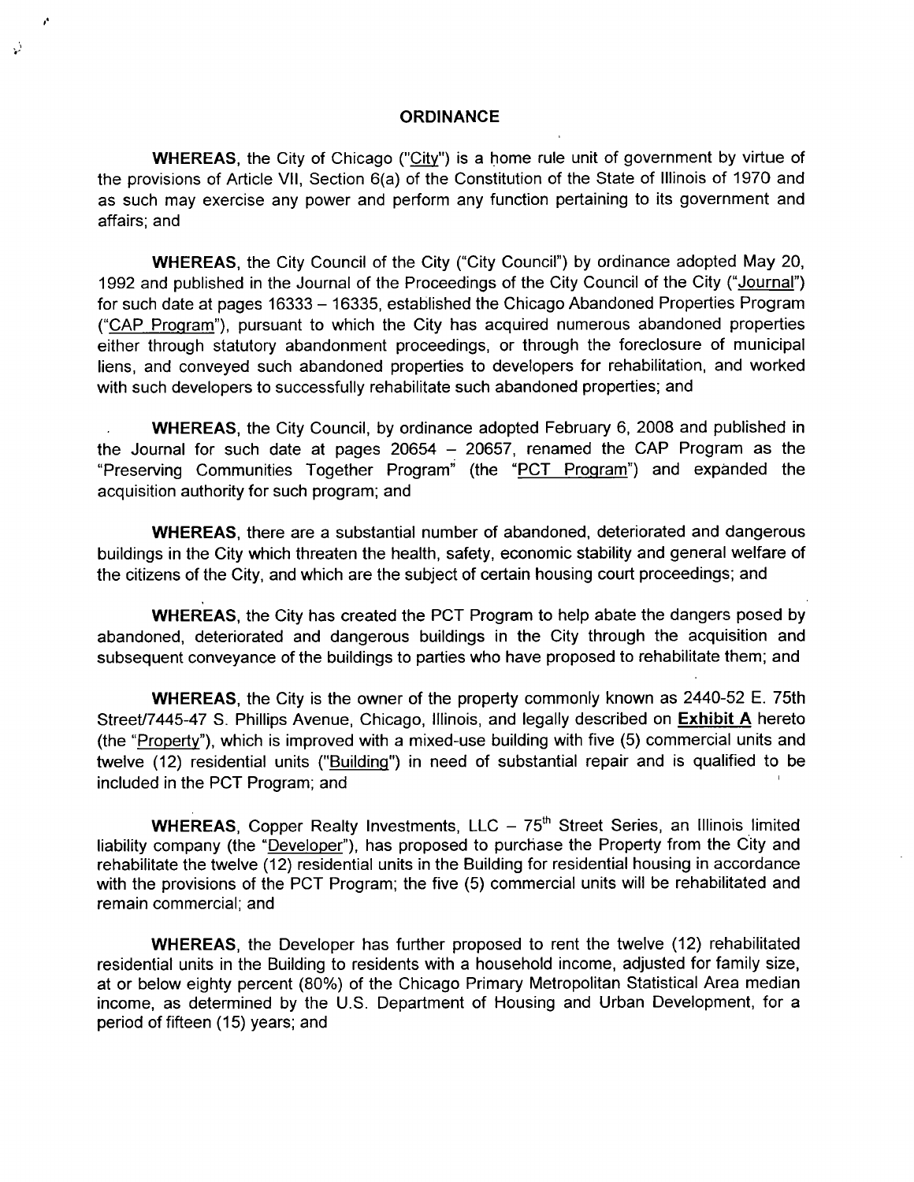## ORDINANCE

**WHEREAS**, the City of Chicago ("City") is a home rule unit of government by virtue of the provisions of Article VII, Section 6(a) of the Constitution of the State of Illinois of 1970 and as such may exercise any power and perform any function pertaining to its government and affairs; and

**WHEREAS**, the City Council of the City ("City Council") by ordinance adopted May 20, 1992 and published in the Journal of the Proceedings of the City Council of the City ("Journal") for such date at pages 16333 – 16335, established the Chicago Abandoned Properties Program ("CAP Program"), pursuant to which the City has acquired numerous abandoned properties either through statutory abandonment proceedings, or through the foreclosure of municipal liens, and conveyed such abandoned properties to developers for rehabilitation, and worked with such developers to successfully rehabilitate such abandoned properties; and

**WHEREAS**, the City Council, by ordinance adopted February 6, 2008 and published in the Journal for such date at pages 20654 – 20657, renamed the CAP Program as the "Preserving Communities Together Program" (the "PCT Program") and expanded the acquisition authority for such program; and

**WHEREAS**, there are a substantial number of abandoned, deteriorated and dangerous buildings in the City which threaten the health, safety, economic stability and general welfare of the citizens of the City, and which are the subject of certain housing court proceedings; and

**WHEREAS**, the City has created the PCT Program to help abate the dangers posed by abandoned, deteriorated and dangerous buildings in the City through the acquisition and subsequent conveyance of the buildings to parties who have proposed to rehabilitate them; and

**WHEREAS**, the City is the owner of the property commonly known as 2440-52 E. 75th Street/7445-47 S. Phillips Avenue, Chicago, Illinois, and legally described on **Exhibit A** hereto (the "Property"), which is improved with a mixed-use building with five (5) commercial units and twelve (12) residential units ("Building") in need of substantial repair and is qualified to be included in the PCT Program; and

**WHEREAS**, Copper Realty Investments, LLC – 75th Street Series, an Illinois limited liability company (the "Developer"), has proposed to purchase the Property from the City and rehabilitate the twelve (12) residential units in the Building for residential housing in accordance with the provisions of the PCT Program; the five (5) commercial units will be rehabilitated and remain commercial; and

**WHEREAS**, the Developer has further proposed to rent the twelve (12) rehabilitated residential units in the Building to residents with a household income, adjusted for family size, at or below eighty percent (80%) of the Chicago Primary Metropolitan Statistical Area median income, as determined by the U.S. Department of Housing and Urban Development, for a period of fifteen (15) years; and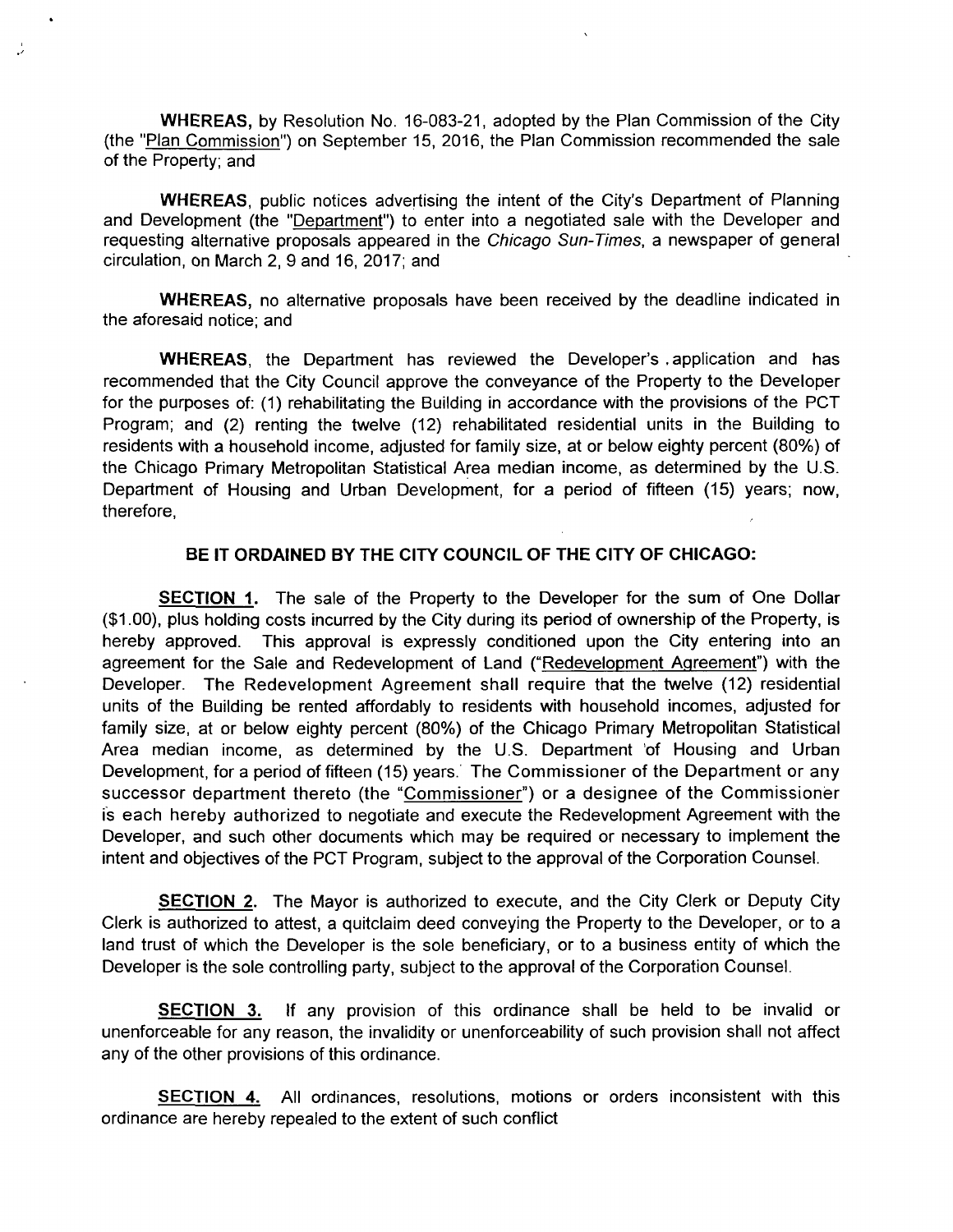**WHEREAS,** by Resolution No. 16-083-21, adopted by the Plan Commission of the City (the "Plan Commission") on September 15, 2016, the Plan Commission recommended the sale of the Property; and

**WHEREAS**, public notices advertising the intent of the City's Department of Planning and Development (the "Department") to enter into a negotiated sale with the Developer and requesting alternative proposals appeared in the *Chicago Sun-Times*, a newspaper of general circulation, on March 2, 9 and 16, 2017; and

**WHEREAS**, no alternative proposals have been received by the deadline indicated in the aforesaid notice; and

**WHEREAS**, the Department has reviewed the Developer's application and has recommended that the City Council approve the conveyance of the Property to the Developer for the purposes of: (1) rehabilitating the Building in accordance with the provisions of the PCT Program; and (2) renting the twelve (12) rehabilitated residential units in the Building to residents with a household income, adjusted for family size, at or below eighty percent (80%) of the Chicago Primary Metropolitan Statistical Area median income, as determined by the U.S. Department of Housing and Urban Development, for a period of fifteen (15) years; now, therefore,

**BE IT ORDAINED BY THE CITY COUNCIL OF THE CITY OF CHICAGO:**

**SECTION 1.** The sale of the Property to the Developer for the sum of One Dollar ($1.00), plus holding costs incurred by the City during its period of ownership of the Property, is hereby approved. This approval is expressly conditioned upon the City entering into an agreement for the Sale and Redevelopment of Land ("Redevelopment Agreement") with the Developer. The Redevelopment Agreement shall require that the twelve (12) residential units of the Building be rented affordably to residents with household incomes, adjusted for family size, at or below eighty percent (80%) of the Chicago Primary Metropolitan Statistical Area median income, as determined by the U.S. Department of Housing and Urban Development, for a period of fifteen (15) years. The Commissioner of the Department or any successor department thereto (the "Commissioner") or a designee of the Commissioner is each hereby authorized to negotiate and execute the Redevelopment Agreement with the Developer, and such other documents which may be required or necessary to implement the intent and objectives of the PCT Program, subject to the approval of the Corporation Counsel.

**SECTION 2.** The Mayor is authorized to execute, and the City Clerk or Deputy City Clerk is authorized to attest, a quitclaim deed conveying the Property to the Developer, or to a land trust of which the Developer is the sole beneficiary, or to a business entity of which the Developer is the sole controlling party, subject to the approval of the Corporation Counsel.

**SECTION 3.** If any provision of this ordinance shall be held to be invalid or unenforceable for any reason, the invalidity or unenforceability of such provision shall not affect any of the other provisions of this ordinance.

**SECTION 4.** All ordinances, resolutions, motions or orders inconsistent with this ordinance are hereby repealed to the extent of such conflict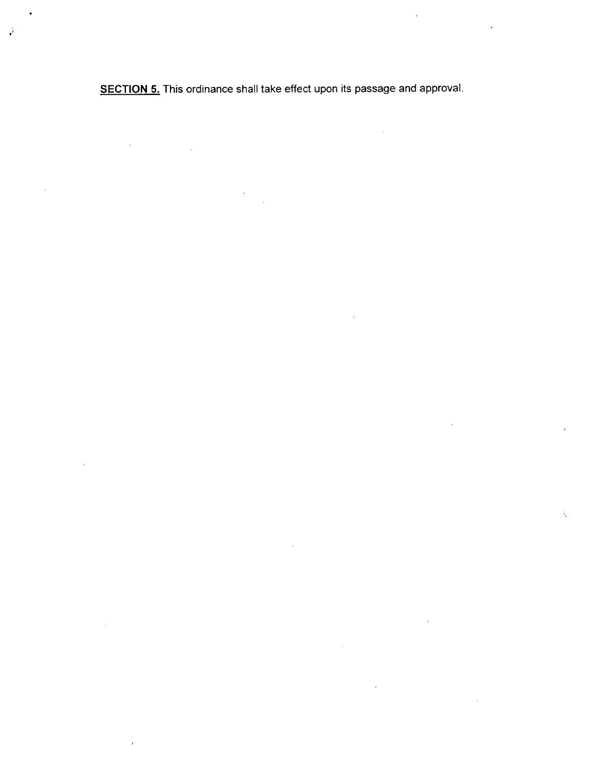**SECTION 5.** This ordinance shall take effect upon its passage and approval.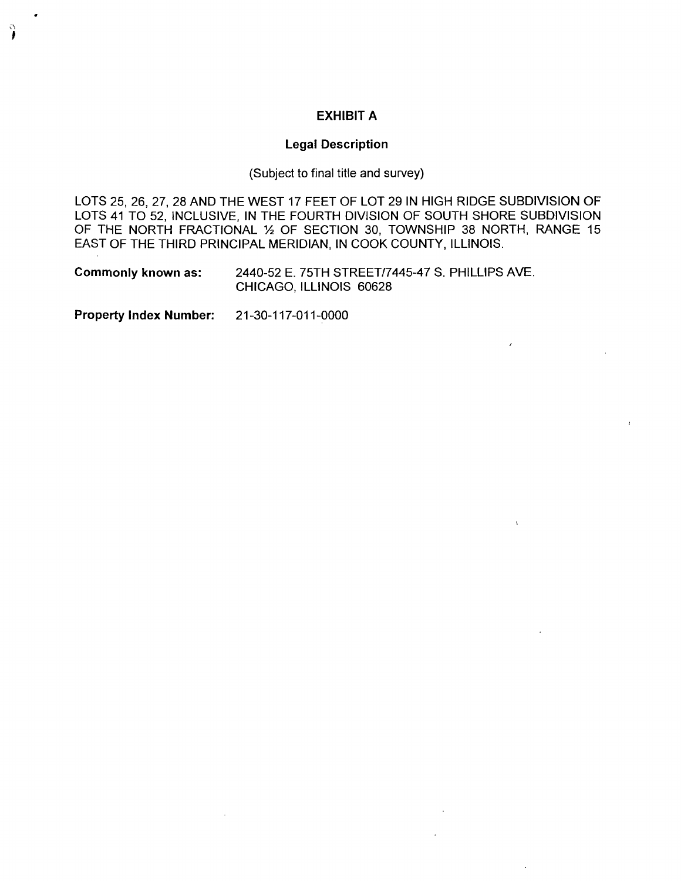## EXHIBIT A

### Legal Description

(Subject to final title and survey)

LOTS 25, 26, 27, 28 AND THE WEST 17 FEET OF LOT 29 IN HIGH RIDGE SUBDIVISION OF LOTS 41 TO 52, INCLUSIVE, IN THE FOURTH DIVISION OF SOUTH SHORE SUBDIVISION OF THE NORTH FRACTIONAL ½ OF SECTION 30, TOWNSHIP 38 NORTH, RANGE 15 EAST OF THE THIRD PRINCIPAL MERIDIAN, IN COOK COUNTY, ILLINOIS.

**Commonly known as:** 2440-52 E. 75TH STREET/7445-47 S. PHILLIPS AVE. CHICAGO, ILLINOIS 60628

**Property Index Number:** 21-30-117-011-0000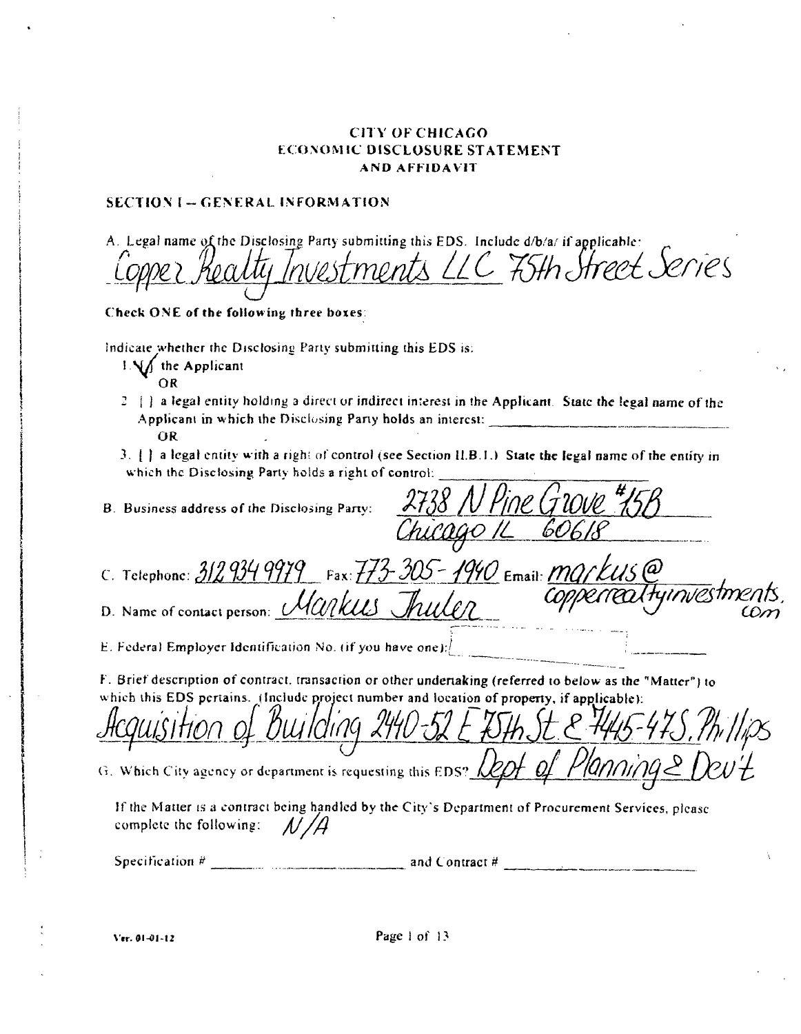# CITY OF CHICAGO
# ECONOMIC DISCLOSURE STATEMENT
# AND AFFIDAVIT

## SECTION I -- GENERAL INFORMATION

A. Legal name of the Disclosing Party submitting this EDS. Include d/b/a/ if applicable:
Copper Realty Investments LLC 75th Street Series

**Check ONE of the following three boxes:**

Indicate whether the Disclosing Party submitting this EDS is:

1. [✓] the Applicant
   OR
2. [ ] a legal entity holding a direct or indirect interest in the Applicant. State the legal name of the Applicant in which the Disclosing Party holds an interest: ____________________
   OR
3. [ ] a legal entity with a right of control (see Section II.B.1.) State the legal name of the entity in which the Disclosing Party holds a right of control: ____________________

B. Business address of the Disclosing Party: 2738 N Pine Grove #15B
Chicago IL 60618

C. Telephone: 312 934 9979 Fax: 773-305-1940 Email: markus@copperrealtyinvestments.com

D. Name of contact person: Markus Thuler

E. Federal Employer Identification No. (if you have one): ____________________

F. Brief description of contract, transaction or other undertaking (referred to below as the "Matter") to which this EDS pertains. (Include project number and location of property, if applicable):
Acquisition of Building 2440-52 E 75th St & 7445-47 S. Phillips

G. Which City agency or department is requesting this EDS? Dept of Planning & Dev't

If the Matter is a contract being handled by the City's Department of Procurement Services, please complete the following: N/A

Specification # ____________________ and Contract # ____________________

Ver. 01-01-12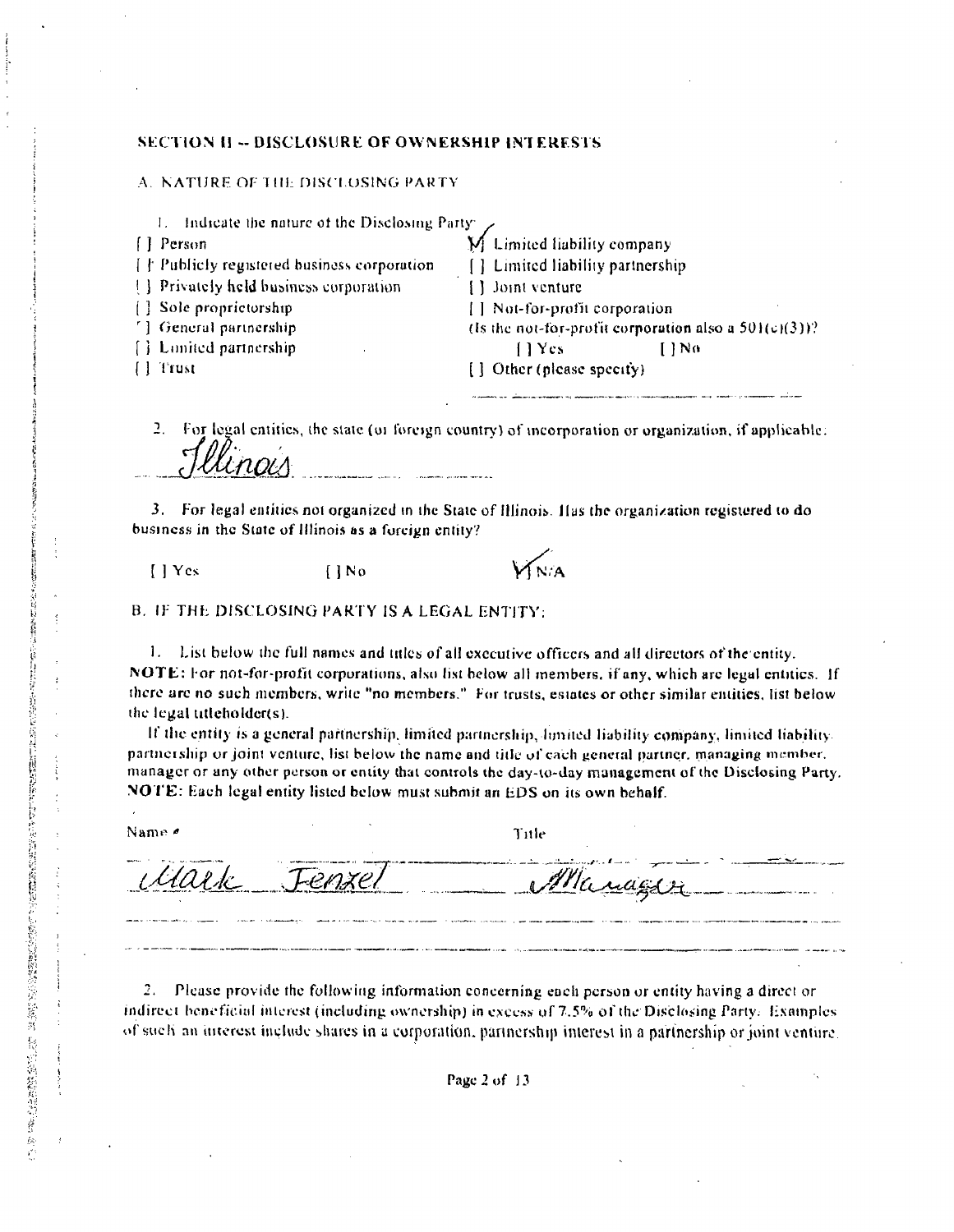## SECTION II -- DISCLOSURE OF OWNERSHIP INTERESTS

### A. NATURE OF THE DISCLOSING PARTY

1. Indicate the nature of the Disclosing Party:

[ ] Person
[ ] Publicly registered business corporation
[ ] Privately held business corporation
[ ] Sole proprietorship
[ ] General partnership
[ ] Limited partnership
[ ] Trust
[X] Limited liability company
[ ] Limited liability partnership
[ ] Joint venture
[ ] Not-for-profit corporation
(Is the not-for-profit corporation also a 501(c)(3))?
[ ] Yes [ ] No
[ ] Other (please specify)

2. For legal entities, the state (or foreign country) of incorporation or organization, if applicable:

Illinois

3. For legal entities not organized in the State of Illinois: Has the organization registered to do business in the State of Illinois as a foreign entity?

[ ] Yes [ ] No [X] N/A

### B. IF THE DISCLOSING PARTY IS A LEGAL ENTITY:

1. List below the full names and titles of all executive officers and all directors of the entity. **NOTE:** For not-for-profit corporations, also list below all members, if any, which are legal entities. If there are no such members, write "no members." For trusts, estates or other similar entities, list below the legal titleholder(s).

If the entity is a general partnership, limited partnership, limited liability company, limited liability partnership or joint venture, list below the name and title of each general partner, managing member, manager or any other person or entity that controls the day-to-day management of the Disclosing Party. **NOTE:** Each legal entity listed below must submit an EDS on its own behalf.

| Name | Title |
| --- | --- |
| Mark Fenzel | Manager |

2. Please provide the following information concerning each person or entity having a direct or indirect beneficial interest (including ownership) in excess of 7.5% of the Disclosing Party. Examples of such an interest include shares in a corporation, partnership interest in a partnership or joint venture,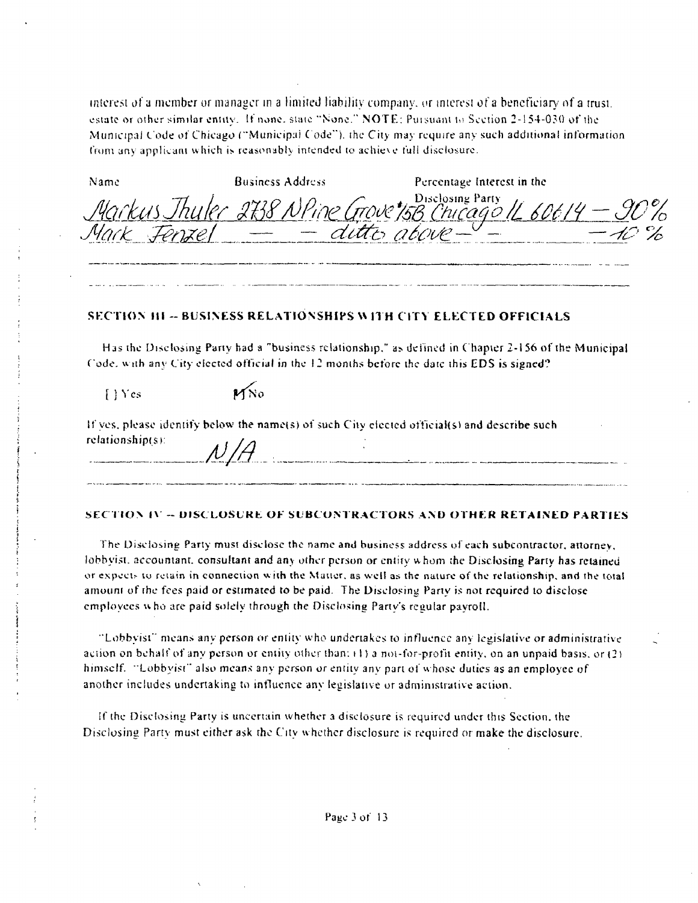interest of a member or manager in a limited liability company, or interest of a beneficiary of a trust, estate or other similar entity. If none, state "None." NOTE: Pursuant to Section 2-154-030 of the Municipal Code of Chicago ("Municipal Code"), the City may require any such additional information from any applicant which is reasonably intended to achieve full disclosure.

| Name | Business Address | Percentage Interest in the Disclosing Party |
|---|---|---|
| Markus Thuler | 2738 N Pine Grove #15B Chicago IL 60614 | 90% |
| Mark Fenzel | — ditto above — | 10% |

## SECTION III -- BUSINESS RELATIONSHIPS WITH CITY ELECTED OFFICIALS

Has the Disclosing Party had a "business relationship," as defined in Chapter 2-156 of the Municipal Code, with any City elected official in the 12 months before the date this EDS is signed?

[ ] Yes [X] No

If yes, please identify below the name(s) of such City elected official(s) and describe such relationship(s): N/A

## SECTION IV -- DISCLOSURE OF SUBCONTRACTORS AND OTHER RETAINED PARTIES

The Disclosing Party must disclose the name and business address of each subcontractor, attorney, lobbyist, accountant, consultant and any other person or entity whom the Disclosing Party has retained or expects to retain in connection with the Matter, as well as the nature of the relationship, and the total amount of the fees paid or estimated to be paid. The Disclosing Party is not required to disclose employees who are paid solely through the Disclosing Party's regular payroll.

"Lobbyist" means any person or entity who undertakes to influence any legislative or administrative action on behalf of any person or entity other than: (1) a not-for-profit entity, on an unpaid basis, or (2) himself. "Lobbyist" also means any person or entity any part of whose duties as an employee of another includes undertaking to influence any legislative or administrative action.

If the Disclosing Party is uncertain whether a disclosure is required under this Section, the Disclosing Party must either ask the City whether disclosure is required or make the disclosure.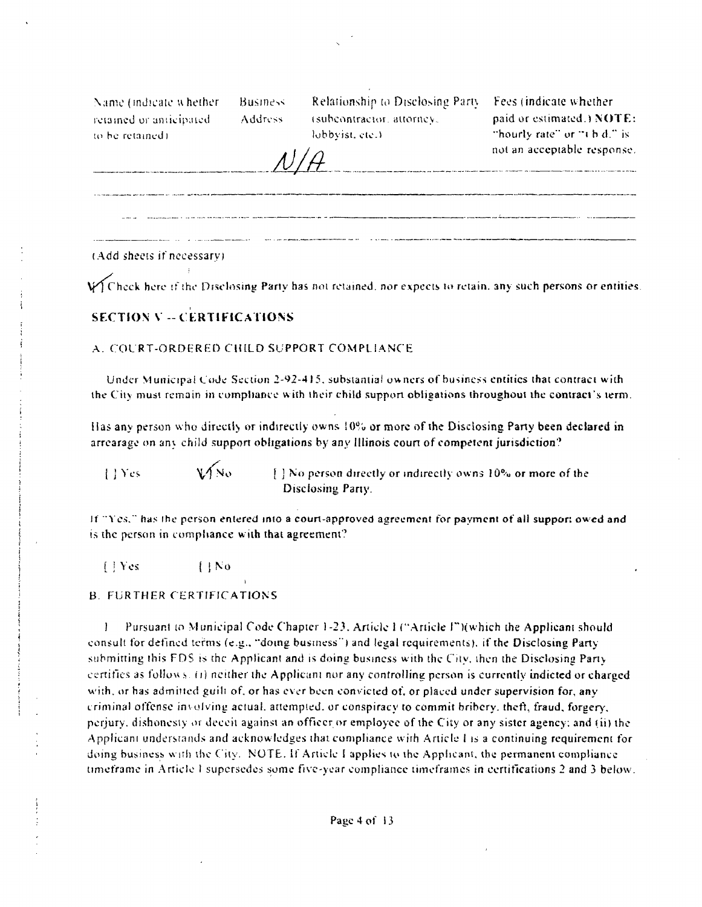| Name (indicate whether retained or anticipated to be retained) | Business Address | Relationship to Disclosing Party (subcontractor, attorney, lobbyist, etc.) | Fees (indicate whether paid or estimated.) **NOTE:** "hourly rate" or "t.b.d." is not an acceptable response. |
|---|---|---|---|
| | | N/A | |
| | | | |
| | | | |

(Add sheets if necessary)

[✓] Check here if the Disclosing Party has not retained, nor expects to retain, any such persons or entities.

## SECTION V -- CERTIFICATIONS

### A. COURT-ORDERED CHILD SUPPORT COMPLIANCE

Under Municipal Code Section 2-92-415, substantial owners of business entities that contract with the City must remain in compliance with their child support obligations throughout the contract's term.

Has any person who directly or indirectly owns 10% or more of the Disclosing Party been declared in arrearage on any child support obligations by any Illinois court of competent jurisdiction?

[ ] Yes [✓] No [ ] No person directly or indirectly owns 10% or more of the Disclosing Party.

If "Yes," has the person entered into a court-approved agreement for payment of all support owed and is the person in compliance with that agreement?

[ ] Yes [ ] No

### B. FURTHER CERTIFICATIONS

1. Pursuant to Municipal Code Chapter 1-23, Article I ("Article I")(which the Applicant should consult for defined terms (e.g., "doing business") and legal requirements), if the Disclosing Party submitting this EDS is the Applicant and is doing business with the City, then the Disclosing Party certifies as follows: (i) neither the Applicant nor any controlling person is currently indicted or charged with, or has admitted guilt of, or has ever been convicted of, or placed under supervision for, any criminal offense involving actual, attempted, or conspiracy to commit bribery, theft, fraud, forgery, perjury, dishonesty or deceit against an officer or employee of the City or any sister agency; and (ii) the Applicant understands and acknowledges that compliance with Article I is a continuing requirement for doing business with the City. NOTE: If Article I applies to the Applicant, the permanent compliance timeframe in Article I supersedes some five-year compliance timeframes in certifications 2 and 3 below.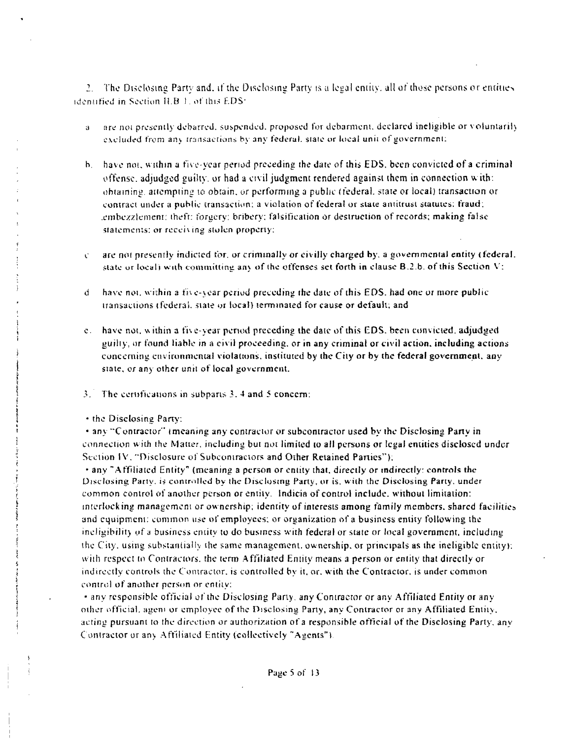2. The Disclosing Party and, if the Disclosing Party is a legal entity, all of those persons or entities identified in Section II.B.1. of this EDS:

a. are not presently debarred, suspended, proposed for debarment, declared ineligible or voluntarily excluded from any transactions by any federal, state or local unit of government;

b. have not, within a five-year period preceding the date of this EDS, been convicted of a criminal offense, adjudged guilty, or had a civil judgment rendered against them in connection with: obtaining, attempting to obtain, or performing a public (federal, state or local) transaction or contract under a public transaction; a violation of federal or state antitrust statutes; fraud; embezzlement; theft; forgery; bribery; falsification or destruction of records; making false statements; or receiving stolen property;

c. are not presently indicted for, or criminally or civilly charged by, a governmental entity (federal, state or local) with committing any of the offenses set forth in clause B.2.b. of this Section V;

d. have not, within a five-year period preceding the date of this EDS, had one or more public transactions (federal, state or local) terminated for cause or default; and

e. have not, within a five-year period preceding the date of this EDS, been convicted, adjudged guilty, or found liable in a civil proceeding, or in any criminal or civil action, including actions concerning environmental violations, instituted by the City or by the federal government, any state, or any other unit of local government.

3. The certifications in subparts 3, 4 and 5 concern:

- the Disclosing Party;
- any "Contractor" (meaning any contractor or subcontractor used by the Disclosing Party in connection with the Matter, including but not limited to all persons or legal entities disclosed under Section IV, "Disclosure of Subcontractors and Other Retained Parties");
- any "Affiliated Entity" (meaning a person or entity that, directly or indirectly: controls the Disclosing Party, is controlled by the Disclosing Party, or is, with the Disclosing Party, under common control of another person or entity. Indicia of control include, without limitation: interlocking management or ownership; identity of interests among family members, shared facilities and equipment; common use of employees; or organization of a business entity following the ineligibility of a business entity to do business with federal or state or local government, including the City, using substantially the same management, ownership, or principals as the ineligible entity); with respect to Contractors, the term Affiliated Entity means a person or entity that directly or indirectly controls the Contractor, is controlled by it, or, with the Contractor, is under common control of another person or entity;
- any responsible official of the Disclosing Party, any Contractor or any Affiliated Entity or any other official, agent or employee of the Disclosing Party, any Contractor or any Affiliated Entity, acting pursuant to the direction or authorization of a responsible official of the Disclosing Party, any Contractor or any Affiliated Entity (collectively "Agents").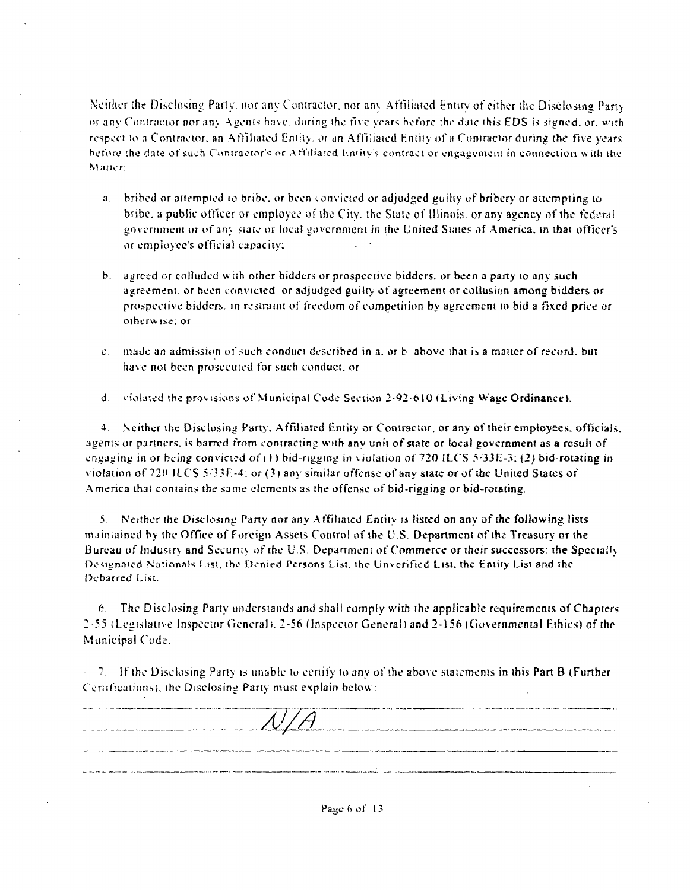Neither the Disclosing Party, nor any Contractor, nor any Affiliated Entity of either the Disclosing Party or any Contractor nor any Agents have, during the five years before the date this EDS is signed, or, with respect to a Contractor, an Affiliated Entity, or an Affiliated Entity of a Contractor during the five years before the date of such Contractor's or Affiliated Entity's contract or engagement in connection with the Matter:

a. bribed or attempted to bribe, or been convicted or adjudged guilty of bribery or attempting to bribe, a public officer or employee of the City, the State of Illinois, or any agency of the federal government or of any state or local government in the United States of America, in that officer's or employee's official capacity;

b. agreed or colluded with other bidders or prospective bidders, or been a party to any such agreement, or been convicted or adjudged guilty of agreement or collusion among bidders or prospective bidders, in restraint of freedom of competition by agreement to bid a fixed price or otherwise; or

c. made an admission of such conduct described in a. or b. above that is a matter of record, but have not been prosecuted for such conduct, or

d. violated the provisions of Municipal Code Section 2-92-610 (Living Wage Ordinance).

4. Neither the Disclosing Party, Affiliated Entity or Contractor, or any of their employees, officials, agents or partners, is barred from contracting with any unit of state or local government as a result of engaging in or being convicted of (1) bid-rigging in violation of 720 ILCS 5/33E-3; (2) bid-rotating in violation of 720 ILCS 5/33E-4; or (3) any similar offense of any state or of the United States of America that contains the same elements as the offense of bid-rigging or bid-rotating.

5. Neither the Disclosing Party nor any Affiliated Entity is listed on any of the following lists maintained by the Office of Foreign Assets Control of the U.S. Department of the Treasury or the Bureau of Industry and Security of the U.S. Department of Commerce or their successors: the Specially Designated Nationals List, the Denied Persons List, the Unverified List, the Entity List and the Debarred List.

6. The Disclosing Party understands and shall comply with the applicable requirements of Chapters 2-55 (Legislative Inspector General), 2-56 (Inspector General) and 2-156 (Governmental Ethics) of the Municipal Code.

7. If the Disclosing Party is unable to certify to any of the above statements in this Part B (Further Certifications), the Disclosing Party must explain below:

N/A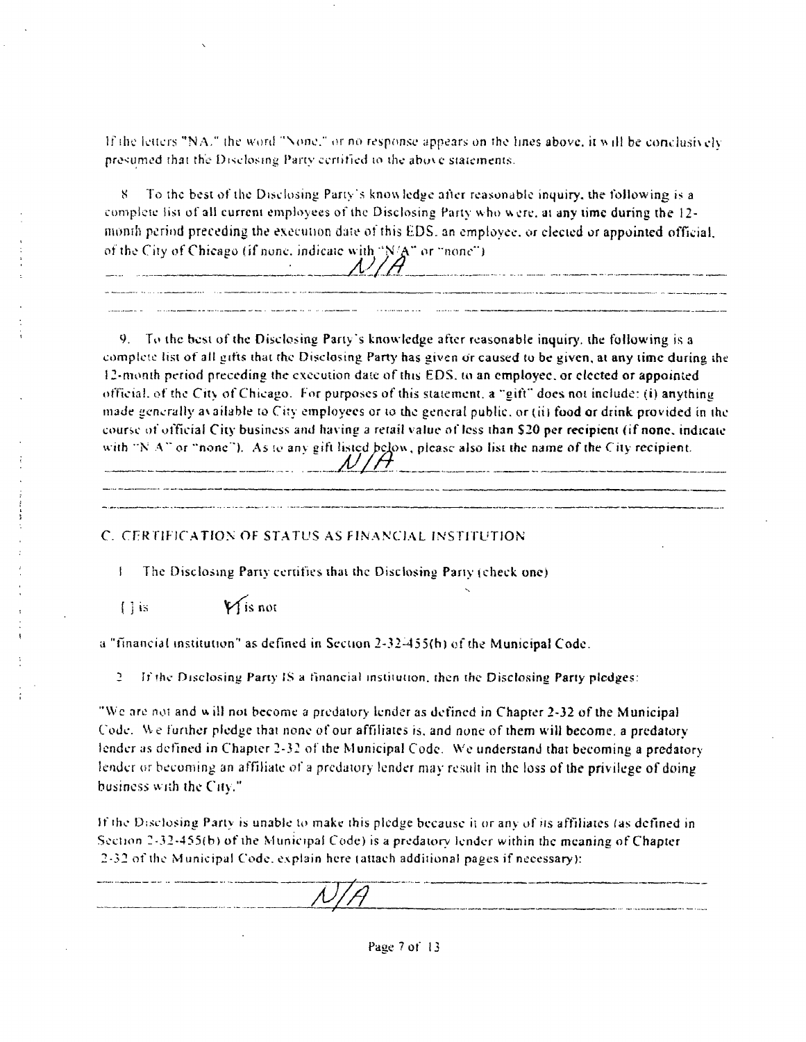If the letters "NA," the word "None," or no response appears on the lines above, it will be conclusively presumed that the Disclosing Party certified to the above statements.

8. To the best of the Disclosing Party's knowledge after reasonable inquiry, the following is a complete list of all current employees of the Disclosing Party who were, at any time during the 12-month period preceding the execution date of this EDS, an employee, or elected or appointed official, of the City of Chicago (if none, indicate with "N/A" or "none")

N/A

9. To the best of the Disclosing Party's knowledge after reasonable inquiry, the following is a complete list of all gifts that the Disclosing Party has given or caused to be given, at any time during the 12-month period preceding the execution date of this EDS, to an employee, or elected or appointed official, of the City of Chicago. For purposes of this statement, a "gift" does not include: (i) anything made generally available to City employees or to the general public, or (ii) food or drink provided in the course of official City business and having a retail value of less than $20 per recipient (if none, indicate with "N/A" or "none"). As to any gift listed below, please also list the name of the City recipient.

N/A

## C. CERTIFICATION OF STATUS AS FINANCIAL INSTITUTION

1. The Disclosing Party certifies that the Disclosing Party (check one)

[ ] is [X] is not

a "financial institution" as defined in Section 2-32-455(b) of the Municipal Code.

2. If the Disclosing Party IS a financial institution, then the Disclosing Party pledges:

"We are not and will not become a predatory lender as defined in Chapter 2-32 of the Municipal Code. We further pledge that none of our affiliates is, and none of them will become, a predatory lender as defined in Chapter 2-32 of the Municipal Code. We understand that becoming a predatory lender or becoming an affiliate of a predatory lender may result in the loss of the privilege of doing business with the City."

If the Disclosing Party is unable to make this pledge because it or any of its affiliates (as defined in Section 2-32-455(b) of the Municipal Code) is a predatory lender within the meaning of Chapter 2-32 of the Municipal Code, explain here (attach additional pages if necessary):

N/A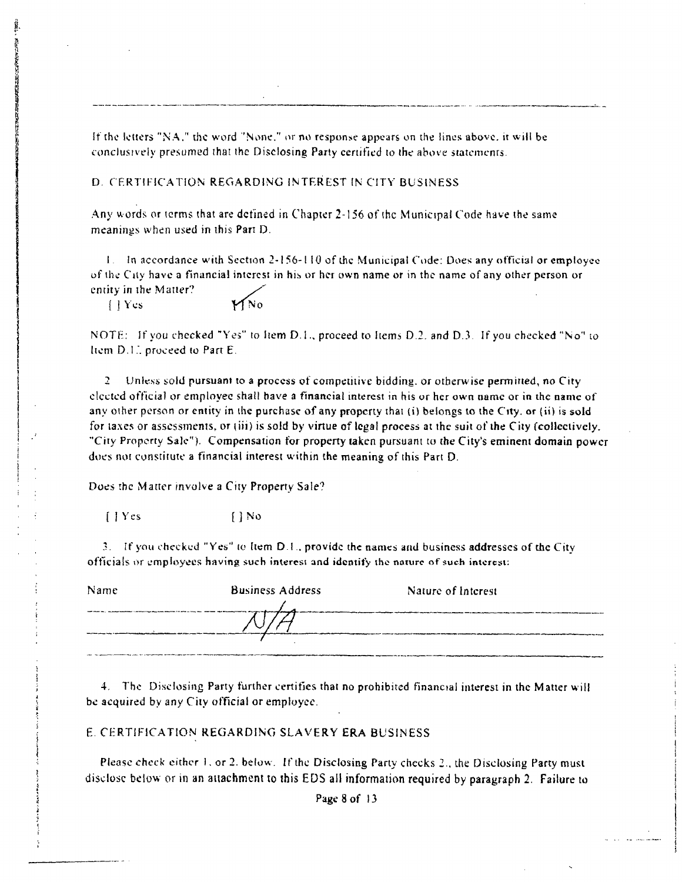If the letters "NA," the word "None," or no response appears on the lines above, it will be conclusively presumed that the Disclosing Party certified to the above statements.

## D. CERTIFICATION REGARDING INTEREST IN CITY BUSINESS

Any words or terms that are defined in Chapter 2-156 of the Municipal Code have the same meanings when used in this Part D.

1. In accordance with Section 2-156-110 of the Municipal Code: Does any official or employee of the City have a financial interest in his or her own name or in the name of any other person or entity in the Matter?

[ ] Yes [X] No

NOTE: If you checked "Yes" to Item D.1., proceed to Items D.2. and D.3. If you checked "No" to Item D.1., proceed to Part E.

2. Unless sold pursuant to a process of competitive bidding, or otherwise permitted, no City elected official or employee shall have a financial interest in his or her own name or in the name of any other person or entity in the purchase of any property that (i) belongs to the City, or (ii) is sold for taxes or assessments, or (iii) is sold by virtue of legal process at the suit of the City (collectively, "City Property Sale"). Compensation for property taken pursuant to the City's eminent domain power does not constitute a financial interest within the meaning of this Part D.

Does the Matter involve a City Property Sale?

[ ] Yes [ ] No

3. If you checked "Yes" to Item D.1., provide the names and business addresses of the City officials or employees having such interest and identify the nature of such interest:

| Name | Business Address | Nature of Interest |
|---|---|---|
| | N/A | |

4. The Disclosing Party further certifies that no prohibited financial interest in the Matter will be acquired by any City official or employee.

## E. CERTIFICATION REGARDING SLAVERY ERA BUSINESS

Please check either 1. or 2. below. If the Disclosing Party checks 2., the Disclosing Party must disclose below or in an attachment to this EDS all information required by paragraph 2. Failure to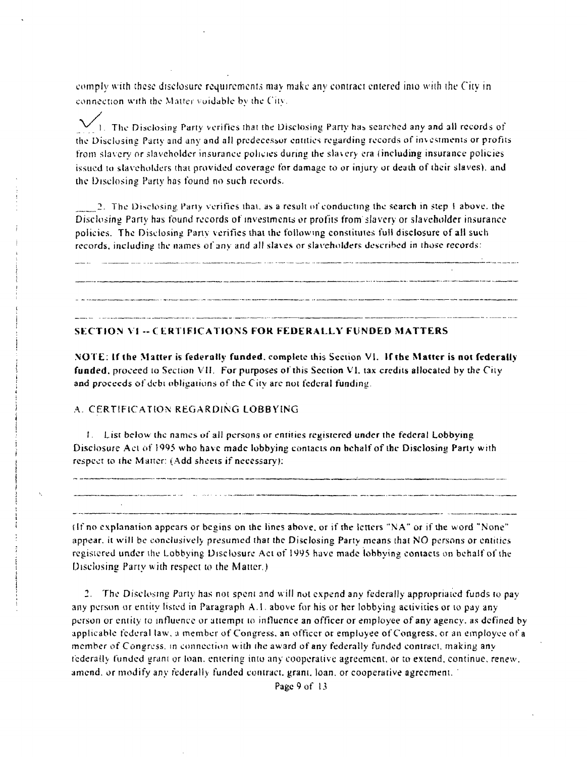comply with these disclosure requirements may make any contract entered into with the City in connection with the Matter voidable by the City.

✓ 1. The Disclosing Party verifies that the Disclosing Party has searched any and all records of the Disclosing Party and any and all predecessor entities regarding records of investments or profits from slavery or slaveholder insurance policies during the slavery era (including insurance policies issued to slaveholders that provided coverage for damage to or injury or death of their slaves), and the Disclosing Party has found no such records.

____ 2. The Disclosing Party verifies that, as a result of conducting the search in step 1 above, the Disclosing Party has found records of investments or profits from slavery or slaveholder insurance policies. The Disclosing Party verifies that the following constitutes full disclosure of all such records, including the names of any and all slaves or slaveholders described in those records:

______________________________________________________________________________

______________________________________________________________________________

______________________________________________________________________________

______________________________________________________________________________

## SECTION VI -- CERTIFICATIONS FOR FEDERALLY FUNDED MATTERS

**NOTE: If the Matter is federally funded, complete this Section VI. If the Matter is not federally funded,** proceed to Section VII. For purposes of this Section VI, tax credits allocated by the City and proceeds of debt obligations of the City are not federal funding.

### A. CERTIFICATION REGARDING LOBBYING

1. List below the names of all persons or entities registered under the federal Lobbying Disclosure Act of 1995 who have made lobbying contacts on behalf of the Disclosing Party with respect to the Matter: (Add sheets if necessary):

______________________________________________________________________________

______________________________________________________________________________

______________________________________________________________________________

(If no explanation appears or begins on the lines above, or if the letters "NA" or if the word "None" appear, it will be conclusively presumed that the Disclosing Party means that NO persons or entities registered under the Lobbying Disclosure Act of 1995 have made lobbying contacts on behalf of the Disclosing Party with respect to the Matter.)

2. The Disclosing Party has not spent and will not expend any federally appropriated funds to pay any person or entity listed in Paragraph A.1. above for his or her lobbying activities or to pay any person or entity to influence or attempt to influence an officer or employee of any agency, as defined by applicable federal law, a member of Congress, an officer or employee of Congress, or an employee of a member of Congress, in connection with the award of any federally funded contract, making any federally funded grant or loan, entering into any cooperative agreement, or to extend, continue, renew, amend, or modify any federally funded contract, grant, loan, or cooperative agreement.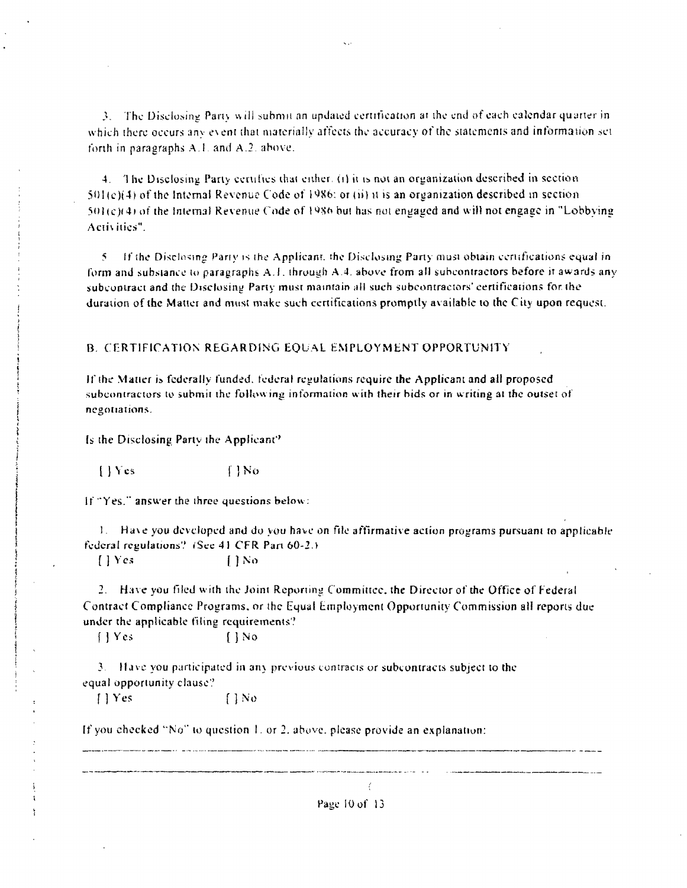3. The Disclosing Party will submit an updated certification at the end of each calendar quarter in which there occurs any event that materially affects the accuracy of the statements and information set forth in paragraphs A.1. and A.2. above.

4. The Disclosing Party certifies that either: (i) it is not an organization described in section 501(c)(4) of the Internal Revenue Code of 1986; or (ii) it is an organization described in section 501(c)(4) of the Internal Revenue Code of 1986 but has not engaged and will not engage in "Lobbying Activities".

5. If the Disclosing Party is the Applicant, the Disclosing Party must obtain certifications equal in form and substance to paragraphs A.1. through A.4. above from all subcontractors before it awards any subcontract and the Disclosing Party must maintain all such subcontractors' certifications for the duration of the Matter and must make such certifications promptly available to the City upon request.

## B. CERTIFICATION REGARDING EQUAL EMPLOYMENT OPPORTUNITY

If the Matter is federally funded, federal regulations require the Applicant and all proposed subcontractors to submit the following information with their bids or in writing at the outset of negotiations.

Is the Disclosing Party the Applicant?

[ ] Yes [ ] No

If "Yes," answer the three questions below:

1. Have you developed and do you have on file affirmative action programs pursuant to applicable federal regulations? (See 41 CFR Part 60-2.)

[ ] Yes [ ] No

2. Have you filed with the Joint Reporting Committee, the Director of the Office of Federal Contract Compliance Programs, or the Equal Employment Opportunity Commission all reports due under the applicable filing requirements?

[ ] Yes [ ] No

3. Have you participated in any previous contracts or subcontracts subject to the equal opportunity clause?

[ ] Yes [ ] No

If you checked "No" to question 1. or 2. above, please provide an explanation:

_______________________________________________________________________________

_______________________________________________________________________________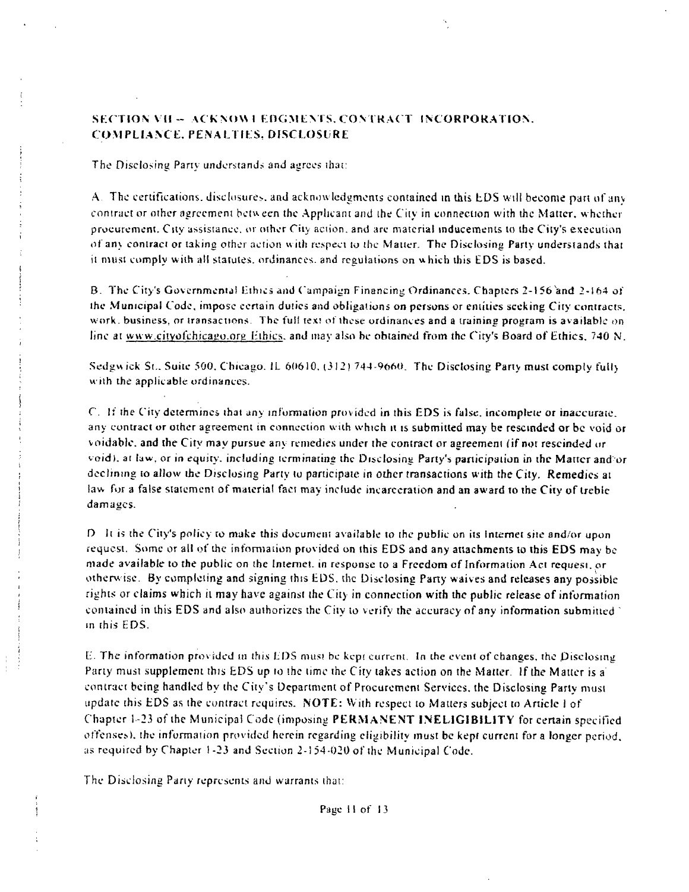## SECTION VII -- ACKNOWLEDGMENTS, CONTRACT INCORPORATION, COMPLIANCE, PENALTIES, DISCLOSURE

The Disclosing Party understands and agrees that:

A. The certifications, disclosures, and acknowledgments contained in this EDS will become part of any contract or other agreement between the Applicant and the City in connection with the Matter, whether procurement, City assistance, or other City action, and are material inducements to the City's execution of any contract or taking other action with respect to the Matter. The Disclosing Party understands that it must comply with all statutes, ordinances, and regulations on which this EDS is based.

B. The City's Governmental Ethics and Campaign Financing Ordinances, Chapters 2-156 and 2-164 of the Municipal Code, impose certain duties and obligations on persons or entities seeking City contracts, work, business, or transactions. The full text of these ordinances and a training program is available on line at www.cityofchicago.org/Ethics, and may also be obtained from the City's Board of Ethics, 740 N. Sedgwick St., Suite 500, Chicago, IL 60610, (312) 744-9660. The Disclosing Party must comply fully with the applicable ordinances.

C. If the City determines that any information provided in this EDS is false, incomplete or inaccurate, any contract or other agreement in connection with which it is submitted may be rescinded or be void or voidable, and the City may pursue any remedies under the contract or agreement (if not rescinded or void), at law, or in equity, including terminating the Disclosing Party's participation in the Matter and/or declining to allow the Disclosing Party to participate in other transactions with the City. Remedies at law for a false statement of material fact may include incarceration and an award to the City of treble damages.

D. It is the City's policy to make this document available to the public on its Internet site and/or upon request. Some or all of the information provided on this EDS and any attachments to this EDS may be made available to the public on the Internet, in response to a Freedom of Information Act request, or otherwise. By completing and signing this EDS, the Disclosing Party waives and releases any possible rights or claims which it may have against the City in connection with the public release of information contained in this EDS and also authorizes the City to verify the accuracy of any information submitted in this EDS.

E. The information provided in this EDS must be kept current. In the event of changes, the Disclosing Party must supplement this EDS up to the time the City takes action on the Matter. If the Matter is a contract being handled by the City's Department of Procurement Services, the Disclosing Party must update this EDS as the contract requires. **NOTE:** With respect to Matters subject to Article I of Chapter 1-23 of the Municipal Code (imposing **PERMANENT INELIGIBILITY** for certain specified offenses), the information provided herein regarding eligibility must be kept current for a longer period, as required by Chapter 1-23 and Section 2-154-020 of the Municipal Code.

The Disclosing Party represents and warrants that: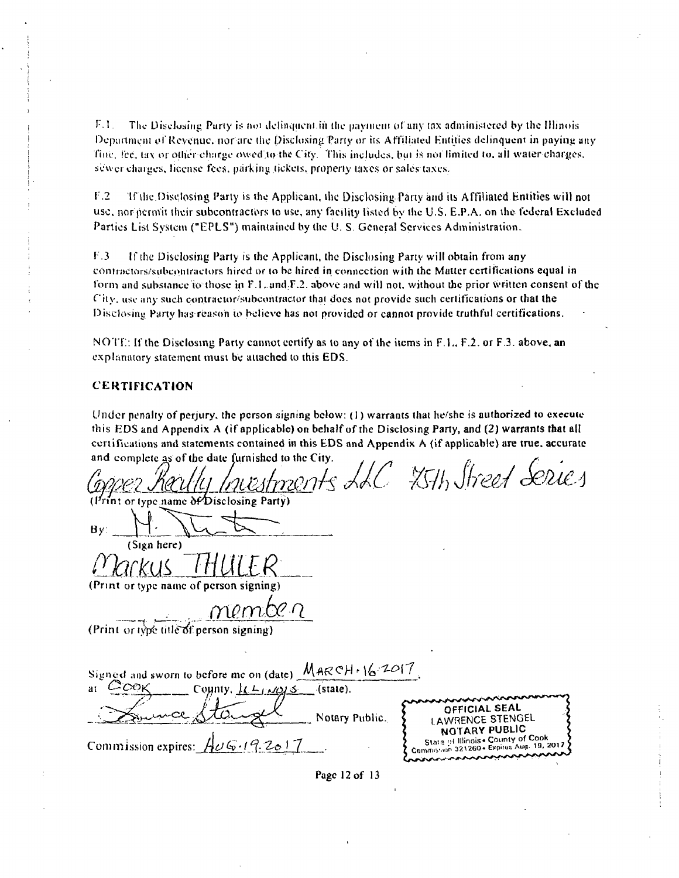F.1. The Disclosing Party is not delinquent in the payment of any tax administered by the Illinois Department of Revenue, nor are the Disclosing Party or its Affiliated Entities delinquent in paying any fine, fee, tax or other charge owed to the City. This includes, but is not limited to, all water charges, sewer charges, license fees, parking tickets, property taxes or sales taxes.

F.2 If the Disclosing Party is the Applicant, the Disclosing Party and its Affiliated Entities will not use, nor permit their subcontractors to use, any facility listed by the U.S. E.P.A. on the federal Excluded Parties List System ("EPLS") maintained by the U. S. General Services Administration.

F.3 If the Disclosing Party is the Applicant, the Disclosing Party will obtain from any contractors/subcontractors hired or to be hired in connection with the Matter certifications equal in form and substance to those in F.1. and F.2. above and will not, without the prior written consent of the City, use any such contractor/subcontractor that does not provide such certifications or that the Disclosing Party has reason to believe has not provided or cannot provide truthful certifications.

NOTE: If the Disclosing Party cannot certify as to any of the items in F.1., F.2. or F.3. above, an explanatory statement must be attached to this EDS.

## CERTIFICATION

Under penalty of perjury, the person signing below: (1) warrants that he/she is authorized to execute this EDS and Appendix A (if applicable) on behalf of the Disclosing Party, and (2) warrants that all certifications and statements contained in this EDS and Appendix A (if applicable) are true, accurate and complete as of the date furnished to the City.

Copper Realty Investments LLC 75th Street Series
(Print or type name of Disclosing Party)

By: M. Thuler
(Sign here)

Markus THULER
(Print or type name of person signing)

member
(Print or type title of person signing)

Signed and sworn to before me on (date) MARCH 16 2017,
at COOK County, ILLINOIS (state).

Lawrence Stengel Notary Public.

Commission expires: AUG 19 2017

OFFICIAL SEAL
LAWRENCE STENGEL
NOTARY PUBLIC
State of Illinois • County of Cook
Commission 321260 • Expires Aug. 19, 2017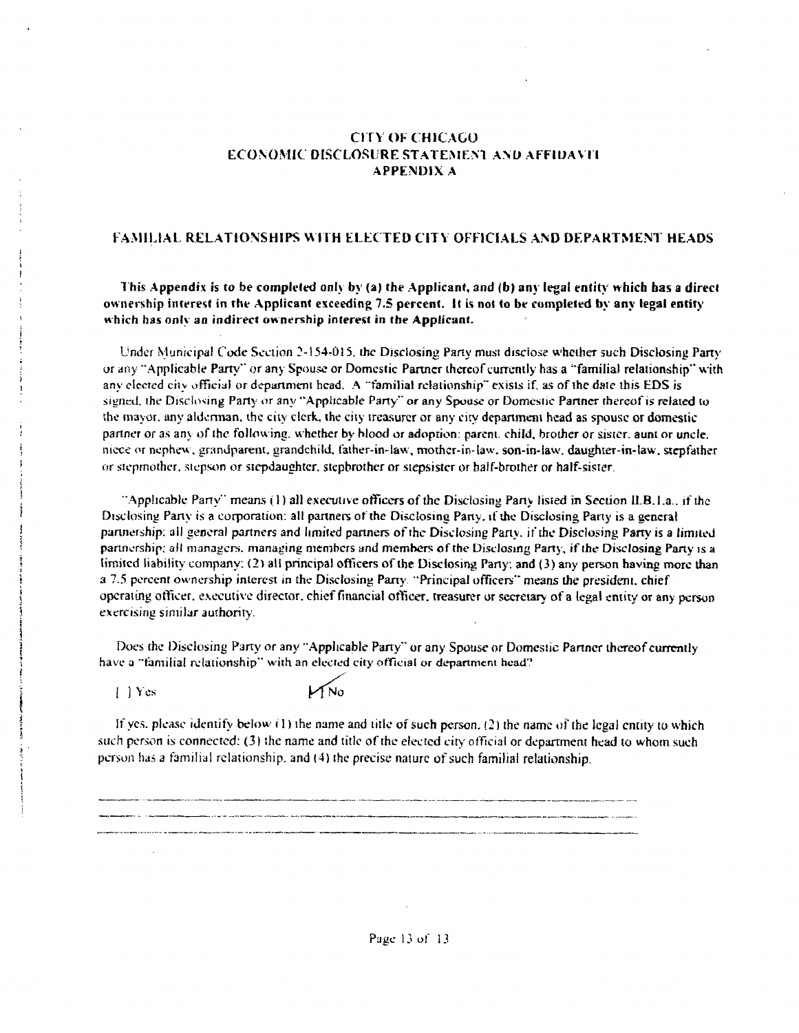# CITY OF CHICAGO
## ECONOMIC DISCLOSURE STATEMENT AND AFFIDAVIT
## APPENDIX A

### FAMILIAL RELATIONSHIPS WITH ELECTED CITY OFFICIALS AND DEPARTMENT HEADS

**This Appendix is to be completed only by (a) the Applicant, and (b) any legal entity which has a direct ownership interest in the Applicant exceeding 7.5 percent. It is not to be completed by any legal entity which has only an indirect ownership interest in the Applicant.**

Under Municipal Code Section 2-154-015, the Disclosing Party must disclose whether such Disclosing Party or any "Applicable Party" or any Spouse or Domestic Partner thereof currently has a "familial relationship" with any elected city official or department head. A "familial relationship" exists if, as of the date this EDS is signed, the Disclosing Party or any "Applicable Party" or any Spouse or Domestic Partner thereof is related to the mayor, any alderman, the city clerk, the city treasurer or any city department head as spouse or domestic partner or as any of the following, whether by blood or adoption: parent, child, brother or sister, aunt or uncle, niece or nephew, grandparent, grandchild, father-in-law, mother-in-law, son-in-law, daughter-in-law, stepfather or stepmother, stepson or stepdaughter, stepbrother or stepsister or half-brother or half-sister.

"Applicable Party" means (1) all executive officers of the Disclosing Party listed in Section II.B.1.a., if the Disclosing Party is a corporation; all partners of the Disclosing Party, if the Disclosing Party is a general partnership; all general partners and limited partners of the Disclosing Party, if the Disclosing Party is a limited partnership; all managers, managing members and members of the Disclosing Party, if the Disclosing Party is a limited liability company; (2) all principal officers of the Disclosing Party; and (3) any person having more than a 7.5 percent ownership interest in the Disclosing Party. "Principal officers" means the president, chief operating officer, executive director, chief financial officer, treasurer or secretary of a legal entity or any person exercising similar authority.

Does the Disclosing Party or any "Applicable Party" or any Spouse or Domestic Partner thereof currently have a "familial relationship" with an elected city official or department head?

[ ] Yes [✓] No

If yes, please identify below (1) the name and title of such person, (2) the name of the legal entity to which such person is connected; (3) the name and title of the elected city official or department head to whom such person has a familial relationship, and (4) the precise nature of such familial relationship.

\_\_\_\_\_\_\_\_\_\_\_\_\_\_\_\_\_\_\_\_\_\_\_\_\_\_\_\_\_\_\_\_\_\_\_\_\_\_\_\_\_\_\_\_\_\_\_\_\_\_\_\_\_\_\_\_\_\_\_\_

\_\_\_\_\_\_\_\_\_\_\_\_\_\_\_\_\_\_\_\_\_\_\_\_\_\_\_\_\_\_\_\_\_\_\_\_\_\_\_\_\_\_\_\_\_\_\_\_\_\_\_\_\_\_\_\_\_\_\_\_

\_\_\_\_\_\_\_\_\_\_\_\_\_\_\_\_\_\_\_\_\_\_\_\_\_\_\_\_\_\_\_\_\_\_\_\_\_\_\_\_\_\_\_\_\_\_\_\_\_\_\_\_\_\_\_\_\_\_\_\_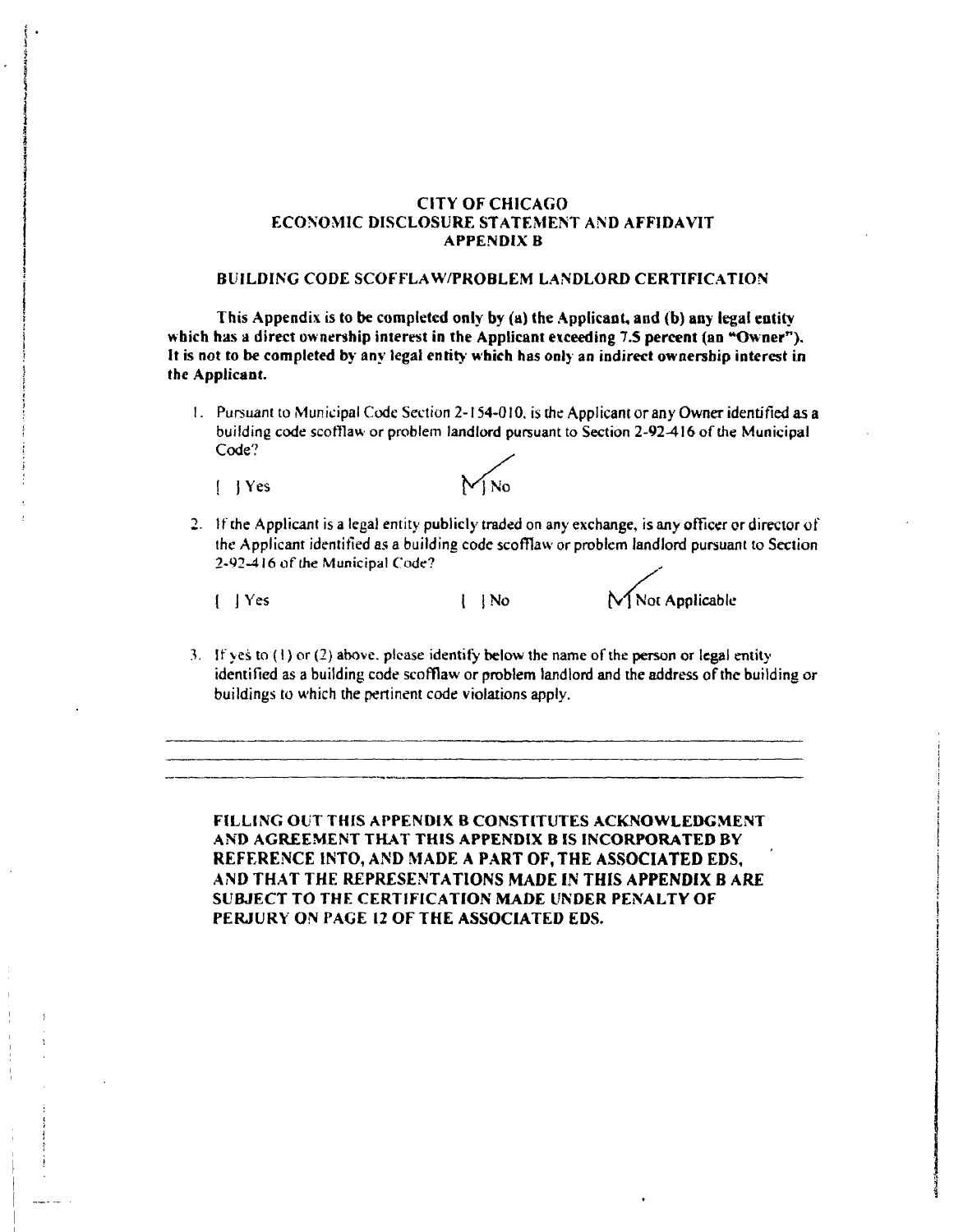# CITY OF CHICAGO
# ECONOMIC DISCLOSURE STATEMENT AND AFFIDAVIT
# APPENDIX B

## BUILDING CODE SCOFFLAW/PROBLEM LANDLORD CERTIFICATION

**This Appendix is to be completed only by (a) the Applicant, and (b) any legal entity which has a direct ownership interest in the Applicant exceeding 7.5 percent (an "Owner"). It is not to be completed by any legal entity which has only an indirect ownership interest in the Applicant.**

1. Pursuant to Municipal Code Section 2-154-010, is the Applicant or any Owner identified as a building code scofflaw or problem landlord pursuant to Section 2-92-416 of the Municipal Code?

   [ ] Yes [X] No

2. If the Applicant is a legal entity publicly traded on any exchange, is any officer or director of the Applicant identified as a building code scofflaw or problem landlord pursuant to Section 2-92-416 of the Municipal Code?

   [ ] Yes [ ] No [X] Not Applicable

3. If yes to (1) or (2) above, please identify below the name of the person or legal entity identified as a building code scofflaw or problem landlord and the address of the building or buildings to which the pertinent code violations apply.

______________________________________________________________________

______________________________________________________________________

______________________________________________________________________

**FILLING OUT THIS APPENDIX B CONSTITUTES ACKNOWLEDGMENT AND AGREEMENT THAT THIS APPENDIX B IS INCORPORATED BY REFERENCE INTO, AND MADE A PART OF, THE ASSOCIATED EDS, AND THAT THE REPRESENTATIONS MADE IN THIS APPENDIX B ARE SUBJECT TO THE CERTIFICATION MADE UNDER PENALTY OF PERJURY ON PAGE 12 OF THE ASSOCIATED EDS.**